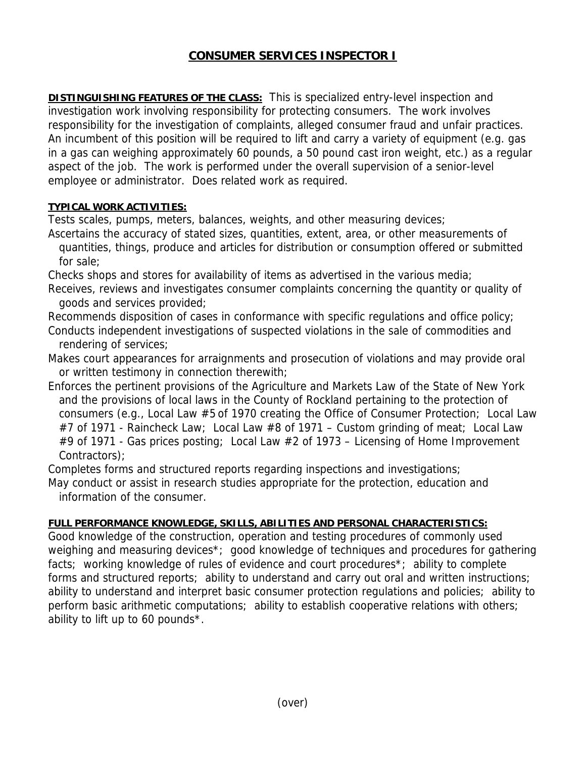# CONSUMER SERVICES INSPECTOR I

**DISTINGUISHING FEATURES OF THE CLASS:** This is specialized entry-level inspection and investigation work involving responsibility for protecting consumers. The work involves responsibility for the investigation of complaints, alleged consumer fraud and unfair practices. An incumbent of this position will be required to lift and carry a variety of equipment (e.g. gas in a gas can weighing approximately 60 pounds, a 50 pound cast iron weight, etc.) as a regular aspect of the job. The work is performed under the overall supervision of a senior-level employee or administrator. Does related work as required.

**TYPICAL WORK ACTIVITIES:**

Tests scales, pumps, meters, balances, weights, and other measuring devices;

Ascertains the accuracy of stated sizes, quantities, extent, area, or other measurements of quantities, things, produce and articles for distribution or consumption offered or submitted for sale;

Checks shops and stores for availability of items as advertised in the various media;

Receives, reviews and investigates consumer complaints concerning the quantity or quality of goods and services provided;

Recommends disposition of cases in conformance with specific regulations and office policy;

Conducts independent investigations of suspected violations in the sale of commodities and rendering of services;

Makes court appearances for arraignments and prosecution of violations and may provide oral or written testimony in connection therewith;

Enforces the pertinent provisions of the Agriculture and Markets Law of the State of New York and the provisions of local laws in the County of Rockland pertaining to the protection of consumers (e.g., Local Law #5 of 1970 creating the Office of Consumer Protection; Local Law #7 of 1971 - Raincheck Law; Local Law #8 of 1971 – Custom grinding of meat; Local Law #9 of 1971 - Gas prices posting; Local Law #2 of 1973 – Licensing of Home Improvement Contractors);

Completes forms and structured reports regarding inspections and investigations;

May conduct or assist in research studies appropriate for the protection, education and information of the consumer.

**FULL PERFORMANCE KNOWLEDGE, SKILLS, ABILITIES AND PERSONAL CHARACTERISTICS:**

Good knowledge of the construction, operation and testing procedures of commonly used weighing and measuring devices*; good knowledge of techniques and procedures for gathering facts; working knowledge of rules of evidence and court procedures*; ability to complete forms and structured reports; ability to understand and carry out oral and written instructions; ability to understand and interpret basic consumer protection regulations and policies; ability to perform basic arithmetic computations; ability to establish cooperative relations with others; ability to lift up to 60 pounds*.

(over)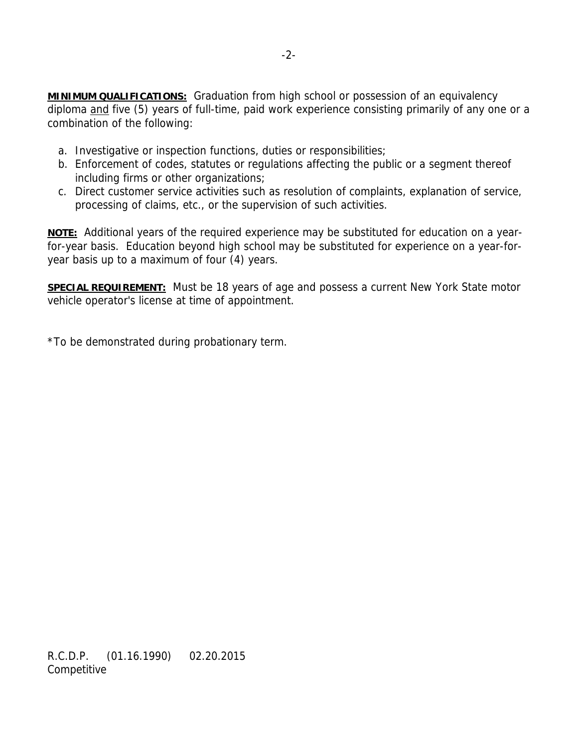**MINIMUM QUALIFICATIONS:** Graduation from high school or possession of an equivalency diploma and five (5) years of full-time, paid work experience consisting primarily of any one or a combination of the following:

a. Investigative or inspection functions, duties or responsibilities;
b. Enforcement of codes, statutes or regulations affecting the public or a segment thereof including firms or other organizations;
c. Direct customer service activities such as resolution of complaints, explanation of service, processing of claims, etc., or the supervision of such activities.

**NOTE:** Additional years of the required experience may be substituted for education on a year-for-year basis. Education beyond high school may be substituted for experience on a year-for-year basis up to a maximum of four (4) years.

**SPECIAL REQUIREMENT:** Must be 18 years of age and possess a current New York State motor vehicle operator's license at time of appointment.

*To be demonstrated during probationary term.

R.C.D.P. (01.16.1990) 02.20.2015
Competitive